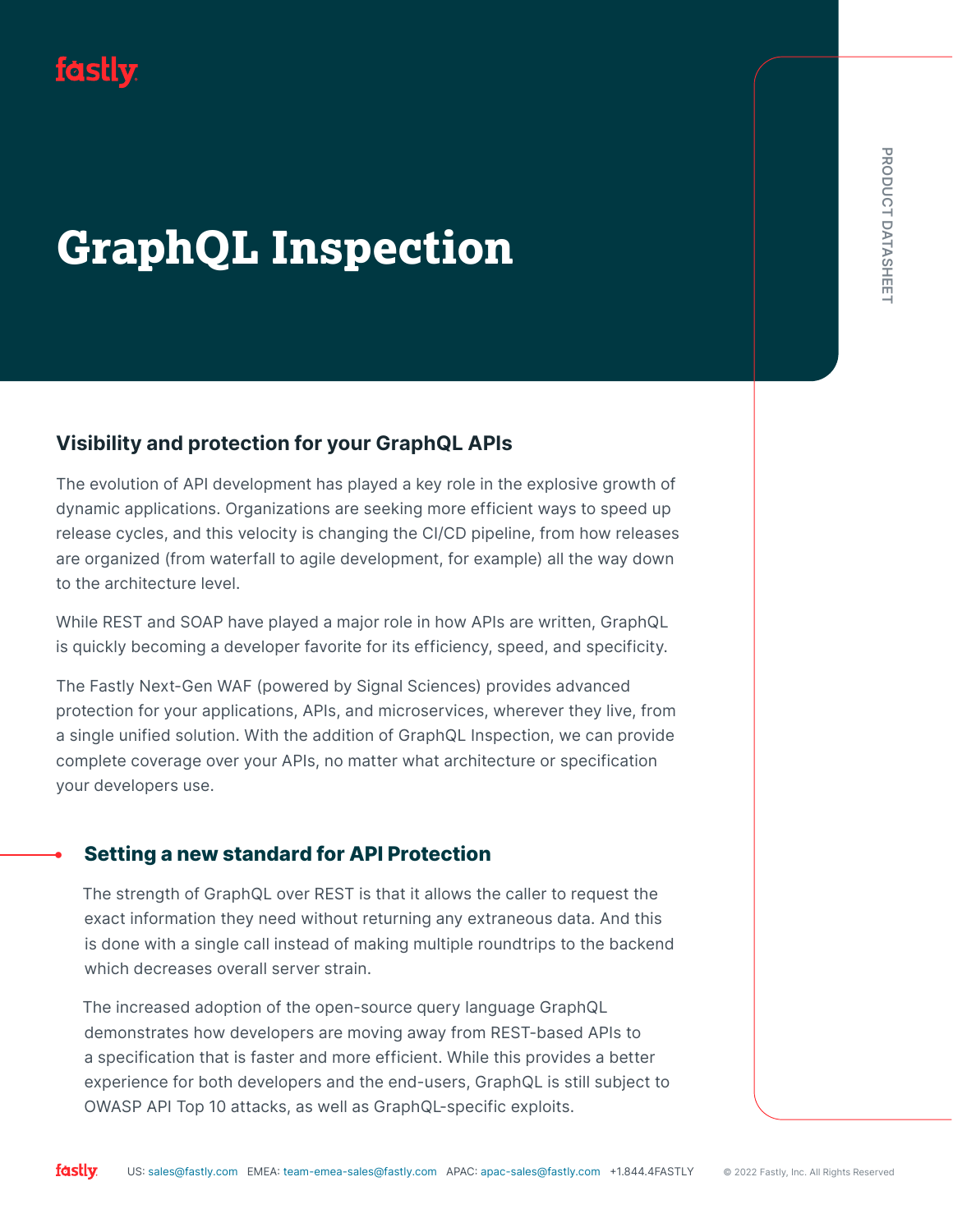# GraphQL Inspection

## Visibility and protection for your GraphQL APIs

The evolution of API development has played a key role in the explosive growth of dynamic applications. Organizations are seeking more efficient ways to speed up release cycles, and this velocity is changing the CI/CD pipeline, from how releases are organized (from waterfall to agile development, for example) all the way down to the architecture level.

While REST and SOAP have played a major role in how APIs are written, GraphQL is quickly becoming a developer favorite for its efficiency, speed, and specificity.

The Fastly Next-Gen WAF (powered by Signal Sciences) provides advanced protection for your applications, APIs, and microservices, wherever they live, from a single unified solution. With the addition of GraphQL Inspection, we can provide complete coverage over your APIs, no matter what architecture or specification your developers use.

## Setting a new standard for API Protection

The strength of GraphQL over REST is that it allows the caller to request the exact information they need without returning any extraneous data. And this is done with a single call instead of making multiple roundtrips to the backend which decreases overall server strain.

The increased adoption of the open-source query language GraphQL demonstrates how developers are moving away from REST-based APIs to a specification that is faster and more efficient. While this provides a better experience for both developers and the end-users, GraphQL is still subject to OWASP API Top 10 attacks, as well as GraphQL-specific exploits.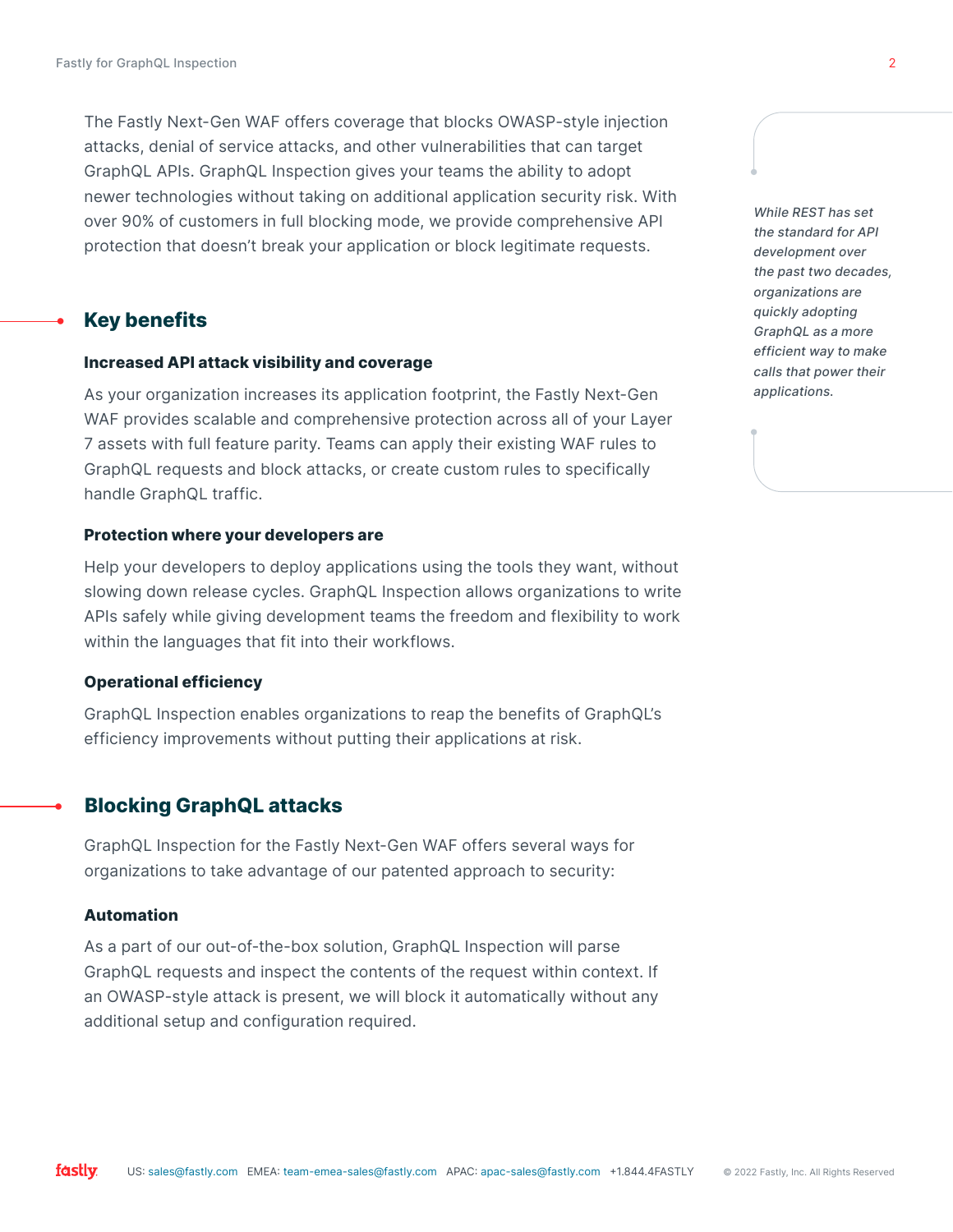The Fastly Next-Gen WAF offers coverage that blocks OWASP-style injection attacks, denial of service attacks, and other vulnerabilities that can target GraphQL APIs. GraphQL Inspection gives your teams the ability to adopt newer technologies without taking on additional application security risk. With over 90% of customers in full blocking mode, we provide comprehensive API protection that doesn't break your application or block legitimate requests.

*While REST has set the standard for API development over the past two decades, organizations are quickly adopting GraphQL as a more efficient way to make calls that power their applications.*

## Key benefits

### Increased API attack visibility and coverage

As your organization increases its application footprint, the Fastly Next-Gen WAF provides scalable and comprehensive protection across all of your Layer 7 assets with full feature parity. Teams can apply their existing WAF rules to GraphQL requests and block attacks, or create custom rules to specifically handle GraphQL traffic.

### Protection where your developers are

Help your developers to deploy applications using the tools they want, without slowing down release cycles. GraphQL Inspection allows organizations to write APIs safely while giving development teams the freedom and flexibility to work within the languages that fit into their workflows.

### Operational efficiency

GraphQL Inspection enables organizations to reap the benefits of GraphQL's efficiency improvements without putting their applications at risk.

## Blocking GraphQL attacks

GraphQL Inspection for the Fastly Next-Gen WAF offers several ways for organizations to take advantage of our patented approach to security:

### Automation

As a part of our out-of-the-box solution, GraphQL Inspection will parse GraphQL requests and inspect the contents of the request within context. If an OWASP-style attack is present, we will block it automatically without any additional setup and configuration required.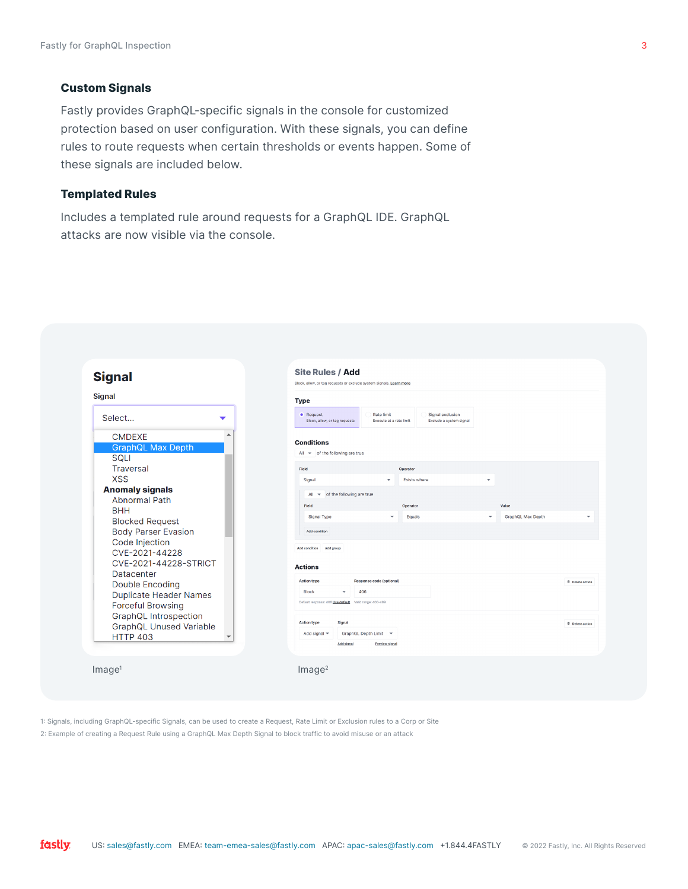## Custom Signals

Fastly provides GraphQL-specific signals in the console for customized protection based on user configuration. With these signals, you can define rules to route requests when certain thresholds or events happen. Some of these signals are included below.

## Templated Rules

Includes a templated rule around requests for a GraphQL IDE. GraphQL attacks are now visible via the console.

Image[1]

Image[2]

1: Signals, including GraphQL-specific Signals, can be used to create a Request, Rate Limit or Exclusion rules to a Corp or Site

2: Example of creating a Request Rule using a GraphQL Max Depth Signal to block traffic to avoid misuse or an attack

US: sales@fastly.com EMEA: team-emea-sales@fastly.com APAC: apac-sales@fastly.com +1.844.4FASTLY © 2022 Fastly, Inc. All Rights Reserved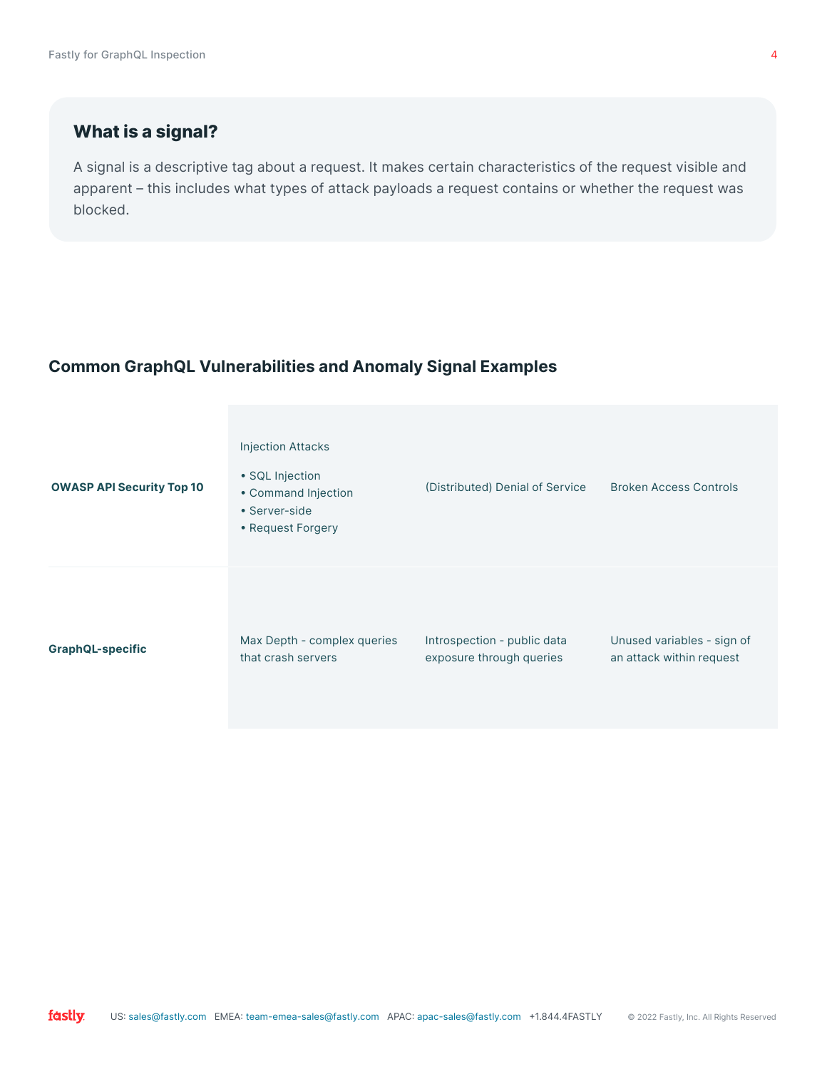## What is a signal?

A signal is a descriptive tag about a request. It makes certain characteristics of the request visible and apparent – this includes what types of attack payloads a request contains or whether the request was blocked.

## Common GraphQL Vulnerabilities and Anomaly Signal Examples

| | | | |
|---|---|---|---|
| **OWASP API Security Top 10** | Injection Attacks<br>• SQL Injection<br>• Command Injection<br>• Server-side<br>• Request Forgery | (Distributed) Denial of Service | Broken Access Controls |
| **GraphQL-specific** | Max Depth - complex queries that crash servers | Introspection - public data exposure through queries | Unused variables - sign of an attack within request |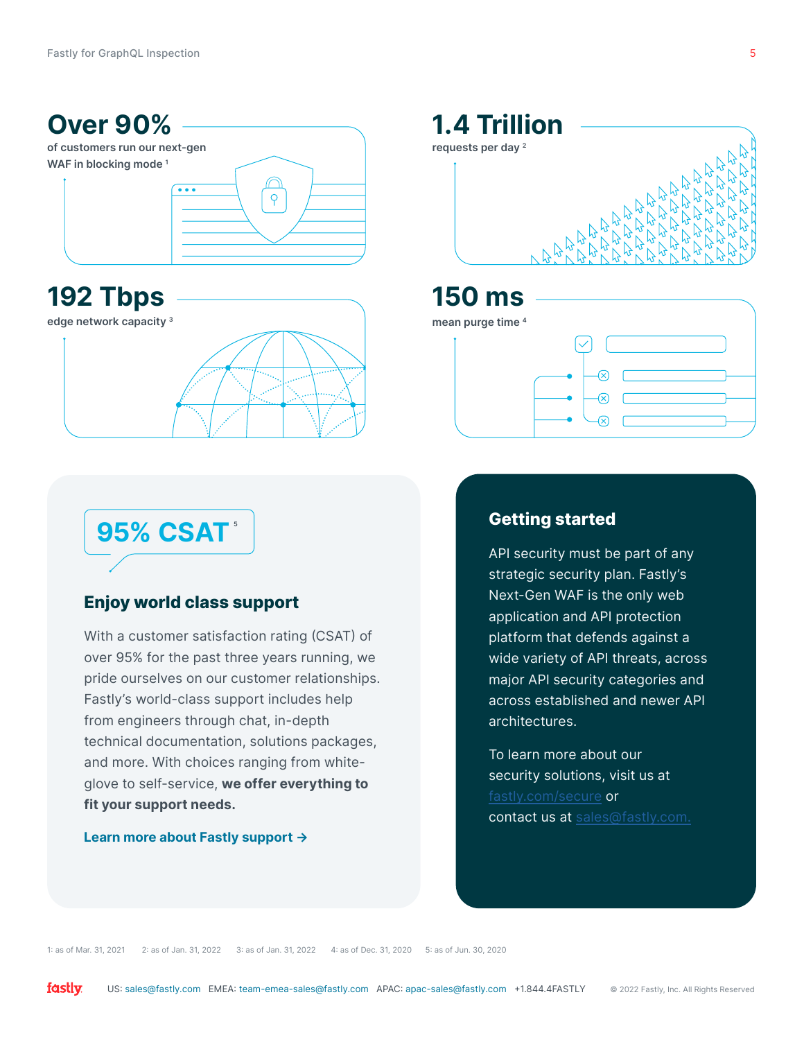## Over 90%

of customers run our next-gen WAF in blocking mode [1]

## 1.4 Trillion

requests per day [2]

## 192 Tbps

edge network capacity [3]

## 150 ms

mean purge time [4]

## 95% CSAT [5]

### Enjoy world class support

With a customer satisfaction rating (CSAT) of over 95% for the past three years running, we pride ourselves on our customer relationships. Fastly's world-class support includes help from engineers through chat, in-depth technical documentation, solutions packages, and more. With choices ranging from white-glove to self-service, **we offer everything to fit your support needs.**

**Learn more about Fastly support →**

### Getting started

API security must be part of any strategic security plan. Fastly's Next-Gen WAF is the only web application and API protection platform that defends against a wide variety of API threats, across major API security categories and across established and newer API architectures.

To learn more about our security solutions, visit us at fastly.com/secure or contact us at sales@fastly.com.

1: as of Mar. 31, 2021  2: as of Jan. 31, 2022  3: as of Jan. 31, 2022  4: as of Dec. 31, 2020  5: as of Jun. 30, 2020

fastly  US: sales@fastly.com  EMEA: team-emea-sales@fastly.com  APAC: apac-sales@fastly.com  +1.844.4FASTLY  © 2022 Fastly, Inc. All Rights Reserved